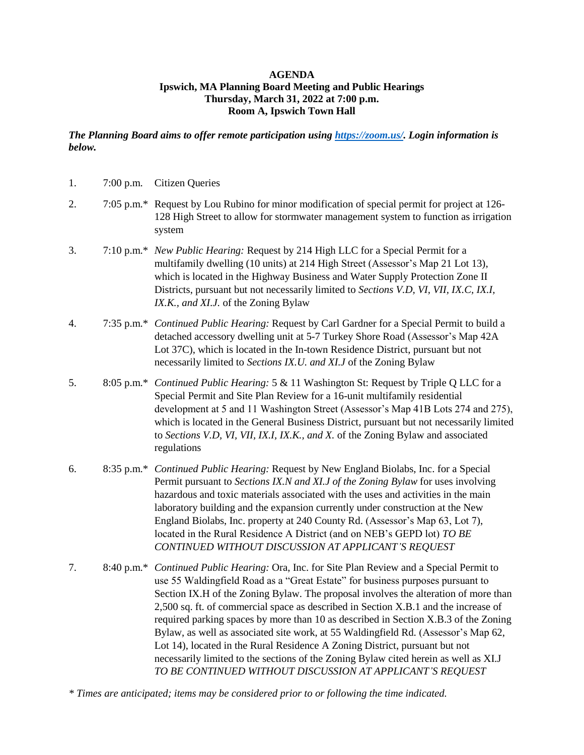**AGENDA**
**Ipswich, MA Planning Board Meeting and Public Hearings**
**Thursday, March 31, 2022 at 7:00 p.m.**
**Room A, Ipswich Town Hall**

***The Planning Board aims to offer remote participation using [https://zoom.us/](https://zoom.us/). Login information is below.***

1. 7:00 p.m. Citizen Queries

2. 7:05 p.m.* Request by Lou Rubino for minor modification of special permit for project at 126-128 High Street to allow for stormwater management system to function as irrigation system

3. 7:10 p.m.* *New Public Hearing:* Request by 214 High LLC for a Special Permit for a multifamily dwelling (10 units) at 214 High Street (Assessor's Map 21 Lot 13), which is located in the Highway Business and Water Supply Protection Zone II Districts, pursuant but not necessarily limited to *Sections V.D, VI, VII, IX.C, IX.I, IX.K., and XI.J.* of the Zoning Bylaw

4. 7:35 p.m.* *Continued Public Hearing:* Request by Carl Gardner for a Special Permit to build a detached accessory dwelling unit at 5-7 Turkey Shore Road (Assessor's Map 42A Lot 37C), which is located in the In-town Residence District, pursuant but not necessarily limited to *Sections IX.U. and XI.J* of the Zoning Bylaw

5. 8:05 p.m.* *Continued Public Hearing:* 5 & 11 Washington St: Request by Triple Q LLC for a Special Permit and Site Plan Review for a 16-unit multifamily residential development at 5 and 11 Washington Street (Assessor's Map 41B Lots 274 and 275), which is located in the General Business District, pursuant but not necessarily limited to *Sections V.D, VI, VII, IX.I, IX.K., and X.* of the Zoning Bylaw and associated regulations

6. 8:35 p.m.* *Continued Public Hearing:* Request by New England Biolabs, Inc. for a Special Permit pursuant to *Sections IX.N and XI.J of the Zoning Bylaw* for uses involving hazardous and toxic materials associated with the uses and activities in the main laboratory building and the expansion currently under construction at the New England Biolabs, Inc. property at 240 County Rd. (Assessor's Map 63, Lot 7), located in the Rural Residence A District (and on NEB's GEPD lot) *TO BE CONTINUED WITHOUT DISCUSSION AT APPLICANT'S REQUEST*

7. 8:40 p.m.* *Continued Public Hearing:* Ora, Inc. for Site Plan Review and a Special Permit to use 55 Waldingfield Road as a "Great Estate" for business purposes pursuant to Section IX.H of the Zoning Bylaw. The proposal involves the alteration of more than 2,500 sq. ft. of commercial space as described in Section X.B.1 and the increase of required parking spaces by more than 10 as described in Section X.B.3 of the Zoning Bylaw, as well as associated site work, at 55 Waldingfield Rd. (Assessor's Map 62, Lot 14), located in the Rural Residence A Zoning District, pursuant but not necessarily limited to the sections of the Zoning Bylaw cited herein as well as XI.J *TO BE CONTINUED WITHOUT DISCUSSION AT APPLICANT'S REQUEST*

*\* Times are anticipated; items may be considered prior to or following the time indicated.*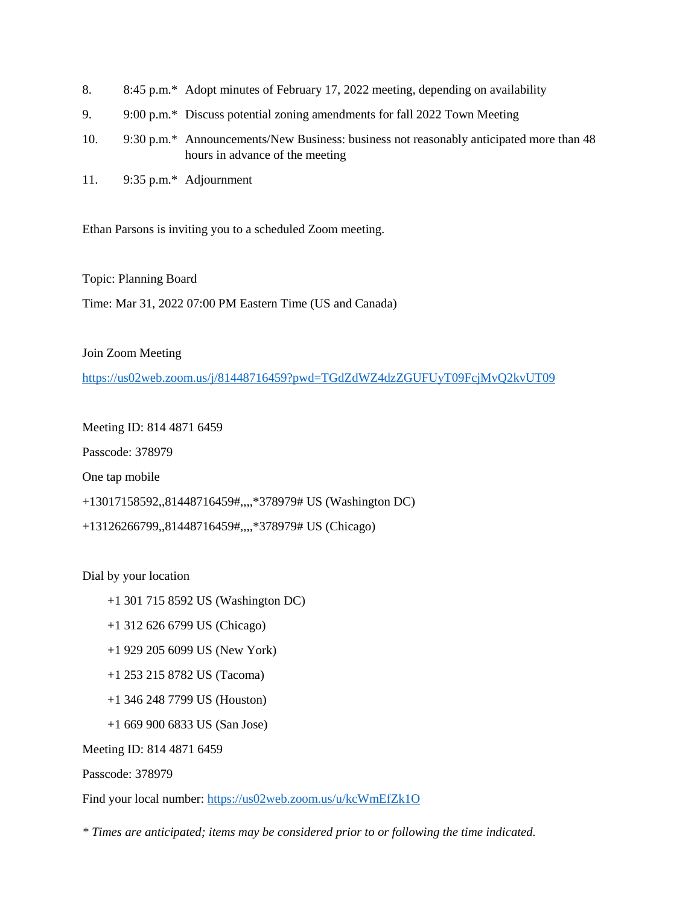8. 8:45 p.m.* Adopt minutes of February 17, 2022 meeting, depending on availability
9. 9:00 p.m.* Discuss potential zoning amendments for fall 2022 Town Meeting
10. 9:30 p.m.* Announcements/New Business: business not reasonably anticipated more than 48 hours in advance of the meeting
11. 9:35 p.m.* Adjournment

Ethan Parsons is inviting you to a scheduled Zoom meeting.

Topic: Planning Board

Time: Mar 31, 2022 07:00 PM Eastern Time (US and Canada)

Join Zoom Meeting

https://us02web.zoom.us/j/81448716459?pwd=TGdZdWZ4dzZGUFUyT09FcjMvQ2kvUT09

Meeting ID: 814 4871 6459

Passcode: 378979

One tap mobile

+13017158592,,81448716459#,,,,*378979# US (Washington DC)

+13126266799,,81448716459#,,,,*378979# US (Chicago)

Dial by your location

+1 301 715 8592 US (Washington DC)

+1 312 626 6799 US (Chicago)

+1 929 205 6099 US (New York)

+1 253 215 8782 US (Tacoma)

+1 346 248 7799 US (Houston)

+1 669 900 6833 US (San Jose)

Meeting ID: 814 4871 6459

Passcode: 378979

Find your local number: https://us02web.zoom.us/u/kcWmEfZk1O

*\* Times are anticipated; items may be considered prior to or following the time indicated.*